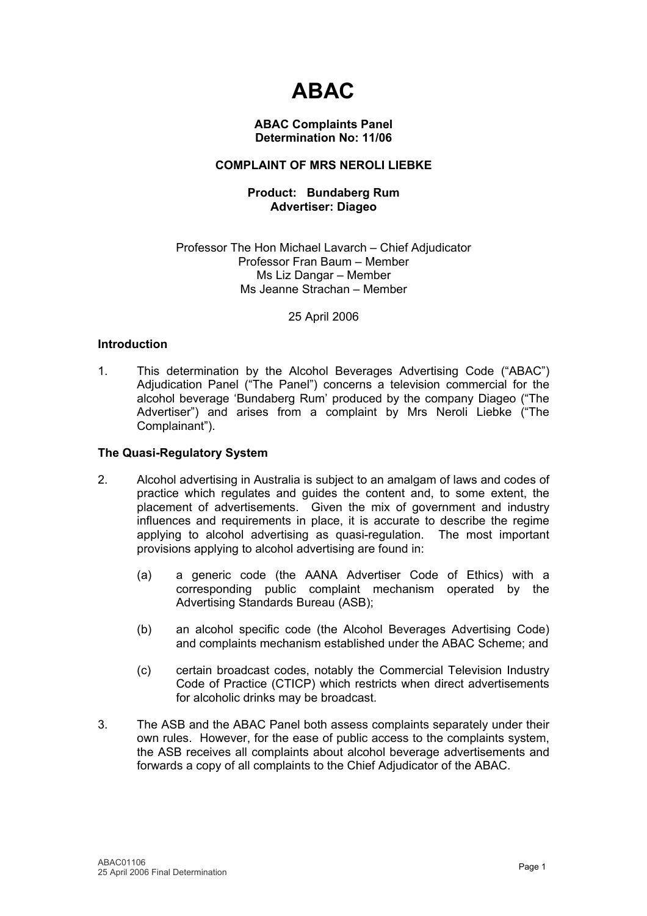# ABAC

**ABAC Complaints Panel**
**Determination No: 11/06**

**COMPLAINT OF MRS NEROLI LIEBKE**

**Product: Bundaberg Rum**
**Advertiser: Diageo**

Professor The Hon Michael Lavarch – Chief Adjudicator
Professor Fran Baum – Member
Ms Liz Dangar – Member
Ms Jeanne Strachan – Member

25 April 2006

### Introduction

1. This determination by the Alcohol Beverages Advertising Code ("ABAC") Adjudication Panel ("The Panel") concerns a television commercial for the alcohol beverage 'Bundaberg Rum' produced by the company Diageo ("The Advertiser") and arises from a complaint by Mrs Neroli Liebke ("The Complainant").

### The Quasi-Regulatory System

2. Alcohol advertising in Australia is subject to an amalgam of laws and codes of practice which regulates and guides the content and, to some extent, the placement of advertisements. Given the mix of government and industry influences and requirements in place, it is accurate to describe the regime applying to alcohol advertising as quasi-regulation. The most important provisions applying to alcohol advertising are found in:

   (a) a generic code (the AANA Advertiser Code of Ethics) with a corresponding public complaint mechanism operated by the Advertising Standards Bureau (ASB);

   (b) an alcohol specific code (the Alcohol Beverages Advertising Code) and complaints mechanism established under the ABAC Scheme; and

   (c) certain broadcast codes, notably the Commercial Television Industry Code of Practice (CTICP) which restricts when direct advertisements for alcoholic drinks may be broadcast.

3. The ASB and the ABAC Panel both assess complaints separately under their own rules. However, for the ease of public access to the complaints system, the ASB receives all complaints about alcohol beverage advertisements and forwards a copy of all complaints to the Chief Adjudicator of the ABAC.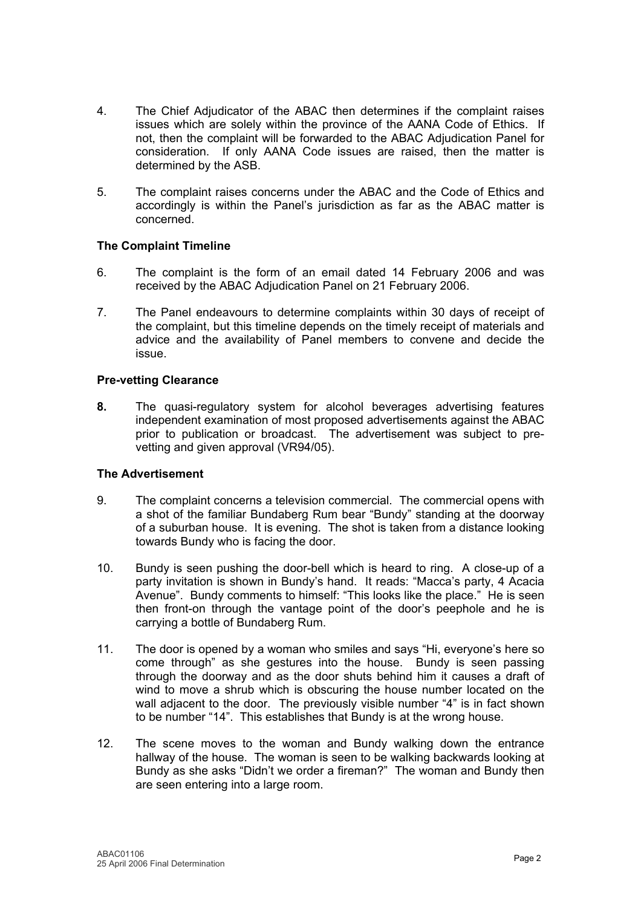4. The Chief Adjudicator of the ABAC then determines if the complaint raises issues which are solely within the province of the AANA Code of Ethics. If not, then the complaint will be forwarded to the ABAC Adjudication Panel for consideration. If only AANA Code issues are raised, then the matter is determined by the ASB.

5. The complaint raises concerns under the ABAC and the Code of Ethics and accordingly is within the Panel's jurisdiction as far as the ABAC matter is concerned.

**The Complaint Timeline**

6. The complaint is the form of an email dated 14 February 2006 and was received by the ABAC Adjudication Panel on 21 February 2006.

7. The Panel endeavours to determine complaints within 30 days of receipt of the complaint, but this timeline depends on the timely receipt of materials and advice and the availability of Panel members to convene and decide the issue.

**Pre-vetting Clearance**

**8.** The quasi-regulatory system for alcohol beverages advertising features independent examination of most proposed advertisements against the ABAC prior to publication or broadcast. The advertisement was subject to pre-vetting and given approval (VR94/05).

**The Advertisement**

9. The complaint concerns a television commercial. The commercial opens with a shot of the familiar Bundaberg Rum bear "Bundy" standing at the doorway of a suburban house. It is evening. The shot is taken from a distance looking towards Bundy who is facing the door.

10. Bundy is seen pushing the door-bell which is heard to ring. A close-up of a party invitation is shown in Bundy's hand. It reads: "Macca's party, 4 Acacia Avenue". Bundy comments to himself: "This looks like the place." He is seen then front-on through the vantage point of the door's peephole and he is carrying a bottle of Bundaberg Rum.

11. The door is opened by a woman who smiles and says "Hi, everyone's here so come through" as she gestures into the house. Bundy is seen passing through the doorway and as the door shuts behind him it causes a draft of wind to move a shrub which is obscuring the house number located on the wall adjacent to the door. The previously visible number "4" is in fact shown to be number "14". This establishes that Bundy is at the wrong house.

12. The scene moves to the woman and Bundy walking down the entrance hallway of the house. The woman is seen to be walking backwards looking at Bundy as she asks "Didn't we order a fireman?" The woman and Bundy then are seen entering into a large room.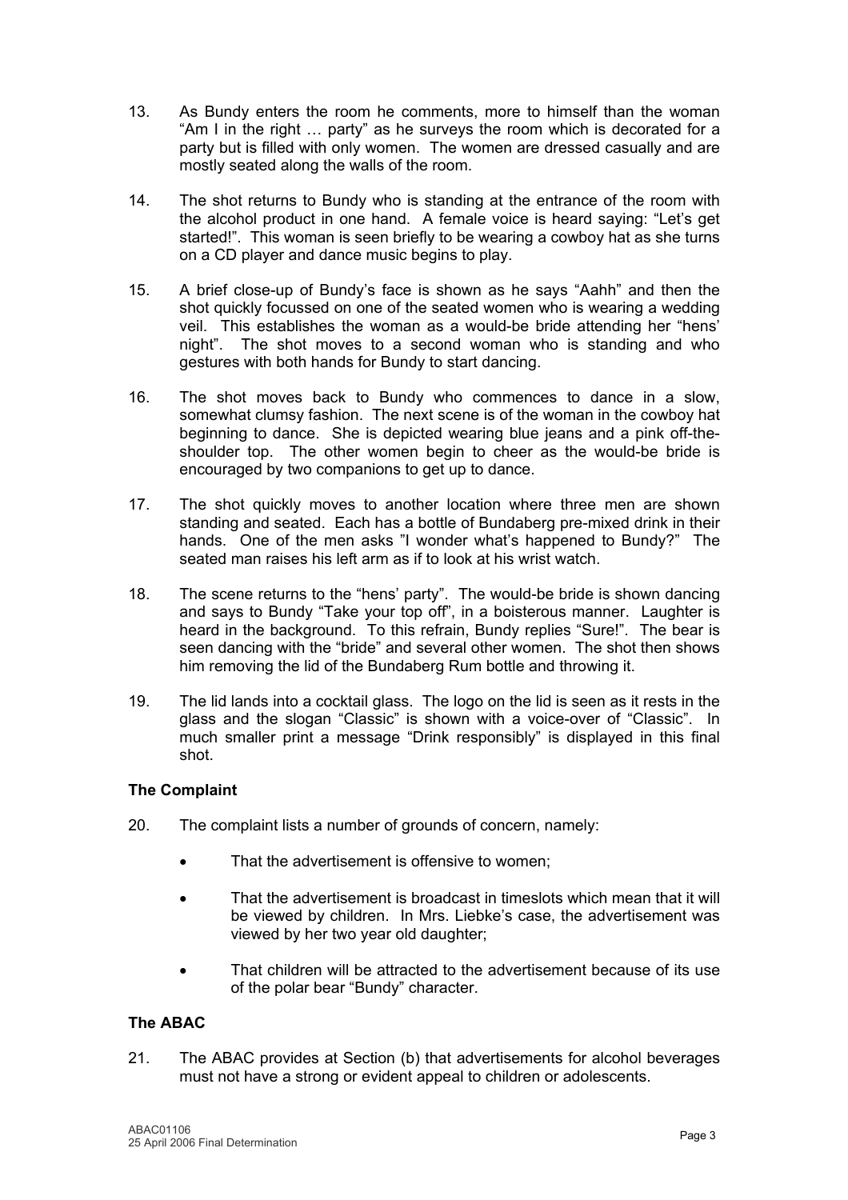13. As Bundy enters the room he comments, more to himself than the woman "Am I in the right … party" as he surveys the room which is decorated for a party but is filled with only women. The women are dressed casually and are mostly seated along the walls of the room.

14. The shot returns to Bundy who is standing at the entrance of the room with the alcohol product in one hand. A female voice is heard saying: "Let's get started!". This woman is seen briefly to be wearing a cowboy hat as she turns on a CD player and dance music begins to play.

15. A brief close-up of Bundy's face is shown as he says "Aahh" and then the shot quickly focussed on one of the seated women who is wearing a wedding veil. This establishes the woman as a would-be bride attending her "hens' night". The shot moves to a second woman who is standing and who gestures with both hands for Bundy to start dancing.

16. The shot moves back to Bundy who commences to dance in a slow, somewhat clumsy fashion. The next scene is of the woman in the cowboy hat beginning to dance. She is depicted wearing blue jeans and a pink off-the-shoulder top. The other women begin to cheer as the would-be bride is encouraged by two companions to get up to dance.

17. The shot quickly moves to another location where three men are shown standing and seated. Each has a bottle of Bundaberg pre-mixed drink in their hands. One of the men asks "I wonder what's happened to Bundy?" The seated man raises his left arm as if to look at his wrist watch.

18. The scene returns to the "hens' party". The would-be bride is shown dancing and says to Bundy "Take your top off", in a boisterous manner. Laughter is heard in the background. To this refrain, Bundy replies "Sure!". The bear is seen dancing with the "bride" and several other women. The shot then shows him removing the lid of the Bundaberg Rum bottle and throwing it.

19. The lid lands into a cocktail glass. The logo on the lid is seen as it rests in the glass and the slogan "Classic" is shown with a voice-over of "Classic". In much smaller print a message "Drink responsibly" is displayed in this final shot.

## The Complaint

20. The complaint lists a number of grounds of concern, namely:

    - That the advertisement is offensive to women;
    - That the advertisement is broadcast in timeslots which mean that it will be viewed by children. In Mrs. Liebke's case, the advertisement was viewed by her two year old daughter;
    - That children will be attracted to the advertisement because of its use of the polar bear "Bundy" character.

## The ABAC

21. The ABAC provides at Section (b) that advertisements for alcohol beverages must not have a strong or evident appeal to children or adolescents.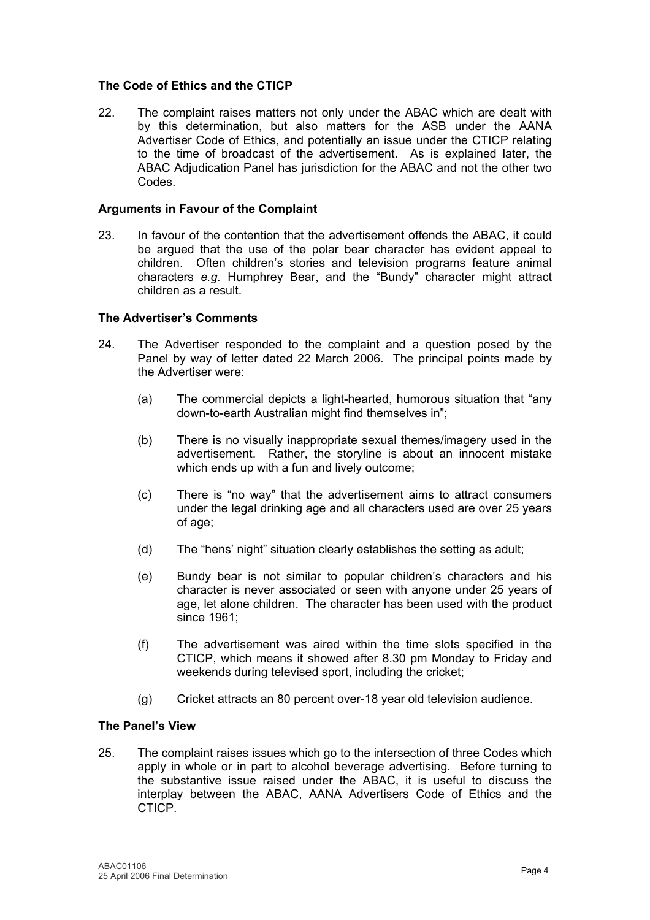### The Code of Ethics and the CTICP

22. The complaint raises matters not only under the ABAC which are dealt with by this determination, but also matters for the ASB under the AANA Advertiser Code of Ethics, and potentially an issue under the CTICP relating to the time of broadcast of the advertisement. As is explained later, the ABAC Adjudication Panel has jurisdiction for the ABAC and not the other two Codes.

### Arguments in Favour of the Complaint

23. In favour of the contention that the advertisement offends the ABAC, it could be argued that the use of the polar bear character has evident appeal to children. Often children's stories and television programs feature animal characters *e.g.* Humphrey Bear, and the "Bundy" character might attract children as a result.

### The Advertiser's Comments

24. The Advertiser responded to the complaint and a question posed by the Panel by way of letter dated 22 March 2006. The principal points made by the Advertiser were:

    (a) The commercial depicts a light-hearted, humorous situation that "any down-to-earth Australian might find themselves in";

    (b) There is no visually inappropriate sexual themes/imagery used in the advertisement. Rather, the storyline is about an innocent mistake which ends up with a fun and lively outcome;

    (c) There is "no way" that the advertisement aims to attract consumers under the legal drinking age and all characters used are over 25 years of age;

    (d) The "hens' night" situation clearly establishes the setting as adult;

    (e) Bundy bear is not similar to popular children's characters and his character is never associated or seen with anyone under 25 years of age, let alone children. The character has been used with the product since 1961;

    (f) The advertisement was aired within the time slots specified in the CTICP, which means it showed after 8.30 pm Monday to Friday and weekends during televised sport, including the cricket;

    (g) Cricket attracts an 80 percent over-18 year old television audience.

### The Panel's View

25. The complaint raises issues which go to the intersection of three Codes which apply in whole or in part to alcohol beverage advertising. Before turning to the substantive issue raised under the ABAC, it is useful to discuss the interplay between the ABAC, AANA Advertisers Code of Ethics and the CTICP.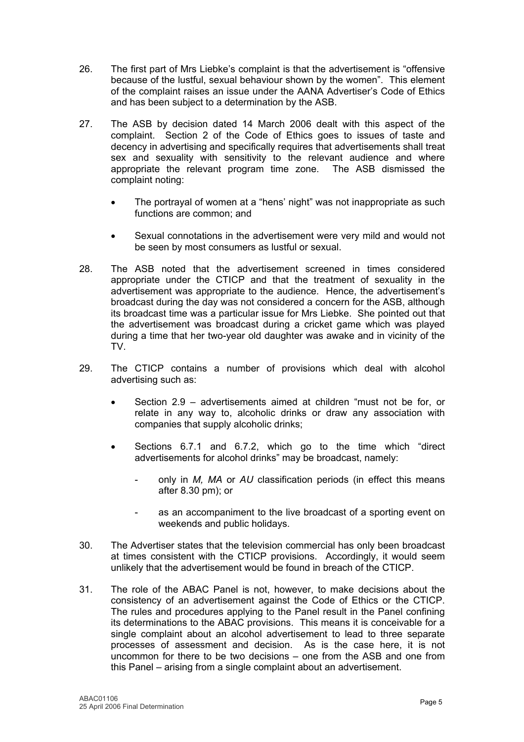26. The first part of Mrs Liebke's complaint is that the advertisement is "offensive because of the lustful, sexual behaviour shown by the women". This element of the complaint raises an issue under the AANA Advertiser's Code of Ethics and has been subject to a determination by the ASB.

27. The ASB by decision dated 14 March 2006 dealt with this aspect of the complaint. Section 2 of the Code of Ethics goes to issues of taste and decency in advertising and specifically requires that advertisements shall treat sex and sexuality with sensitivity to the relevant audience and where appropriate the relevant program time zone. The ASB dismissed the complaint noting:

   - The portrayal of women at a "hens' night" was not inappropriate as such functions are common; and

   - Sexual connotations in the advertisement were very mild and would not be seen by most consumers as lustful or sexual.

28. The ASB noted that the advertisement screened in times considered appropriate under the CTICP and that the treatment of sexuality in the advertisement was appropriate to the audience. Hence, the advertisement's broadcast during the day was not considered a concern for the ASB, although its broadcast time was a particular issue for Mrs Liebke. She pointed out that the advertisement was broadcast during a cricket game which was played during a time that her two-year old daughter was awake and in vicinity of the TV.

29. The CTICP contains a number of provisions which deal with alcohol advertising such as:

   - Section 2.9 – advertisements aimed at children "must not be for, or relate in any way to, alcoholic drinks or draw any association with companies that supply alcoholic drinks;

   - Sections 6.7.1 and 6.7.2, which go to the time which "direct advertisements for alcohol drinks" may be broadcast, namely:

     - only in *M, MA* or *AU* classification periods (in effect this means after 8.30 pm); or

     - as an accompaniment to the live broadcast of a sporting event on weekends and public holidays.

30. The Advertiser states that the television commercial has only been broadcast at times consistent with the CTICP provisions. Accordingly, it would seem unlikely that the advertisement would be found in breach of the CTICP.

31. The role of the ABAC Panel is not, however, to make decisions about the consistency of an advertisement against the Code of Ethics or the CTICP. The rules and procedures applying to the Panel result in the Panel confining its determinations to the ABAC provisions. This means it is conceivable for a single complaint about an alcohol advertisement to lead to three separate processes of assessment and decision. As is the case here, it is not uncommon for there to be two decisions – one from the ASB and one from this Panel – arising from a single complaint about an advertisement.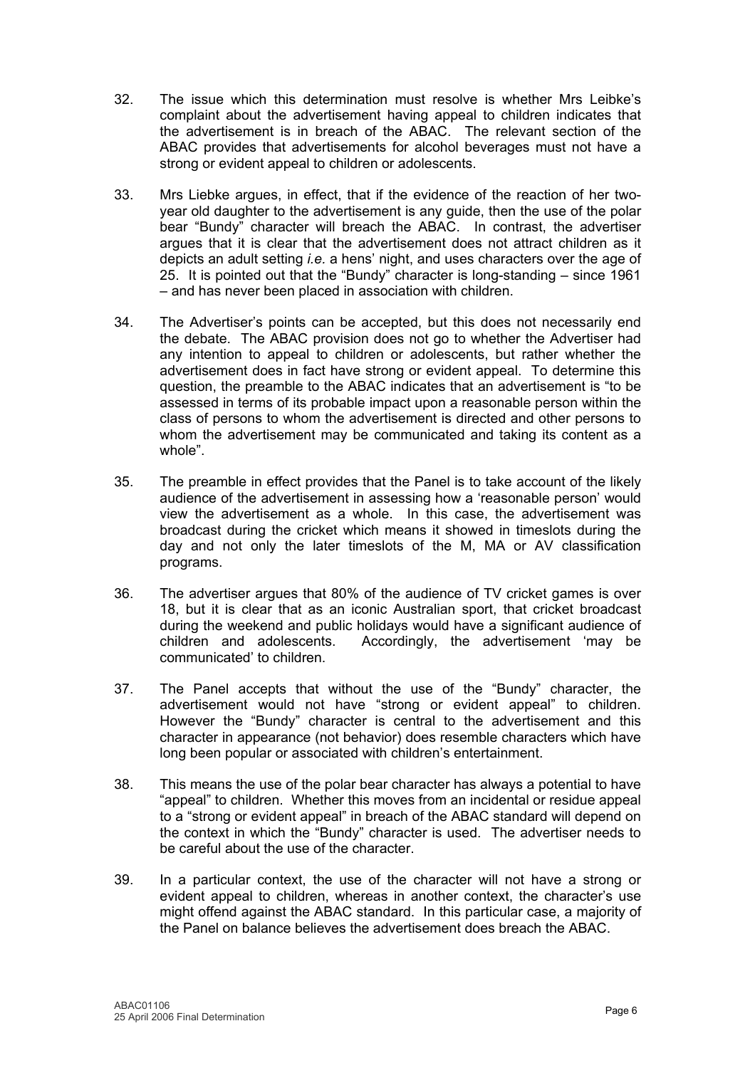32. The issue which this determination must resolve is whether Mrs Leibke's complaint about the advertisement having appeal to children indicates that the advertisement is in breach of the ABAC. The relevant section of the ABAC provides that advertisements for alcohol beverages must not have a strong or evident appeal to children or adolescents.

33. Mrs Liebke argues, in effect, that if the evidence of the reaction of her two-year old daughter to the advertisement is any guide, then the use of the polar bear "Bundy" character will breach the ABAC. In contrast, the advertiser argues that it is clear that the advertisement does not attract children as it depicts an adult setting *i.e.* a hens' night, and uses characters over the age of 25. It is pointed out that the "Bundy" character is long-standing – since 1961 – and has never been placed in association with children.

34. The Advertiser's points can be accepted, but this does not necessarily end the debate. The ABAC provision does not go to whether the Advertiser had any intention to appeal to children or adolescents, but rather whether the advertisement does in fact have strong or evident appeal. To determine this question, the preamble to the ABAC indicates that an advertisement is "to be assessed in terms of its probable impact upon a reasonable person within the class of persons to whom the advertisement is directed and other persons to whom the advertisement may be communicated and taking its content as a whole".

35. The preamble in effect provides that the Panel is to take account of the likely audience of the advertisement in assessing how a 'reasonable person' would view the advertisement as a whole. In this case, the advertisement was broadcast during the cricket which means it showed in timeslots during the day and not only the later timeslots of the M, MA or AV classification programs.

36. The advertiser argues that 80% of the audience of TV cricket games is over 18, but it is clear that as an iconic Australian sport, that cricket broadcast during the weekend and public holidays would have a significant audience of children and adolescents. Accordingly, the advertisement 'may be communicated' to children.

37. The Panel accepts that without the use of the "Bundy" character, the advertisement would not have "strong or evident appeal" to children. However the "Bundy" character is central to the advertisement and this character in appearance (not behavior) does resemble characters which have long been popular or associated with children's entertainment.

38. This means the use of the polar bear character has always a potential to have "appeal" to children. Whether this moves from an incidental or residue appeal to a "strong or evident appeal" in breach of the ABAC standard will depend on the context in which the "Bundy" character is used. The advertiser needs to be careful about the use of the character.

39. In a particular context, the use of the character will not have a strong or evident appeal to children, whereas in another context, the character's use might offend against the ABAC standard. In this particular case, a majority of the Panel on balance believes the advertisement does breach the ABAC.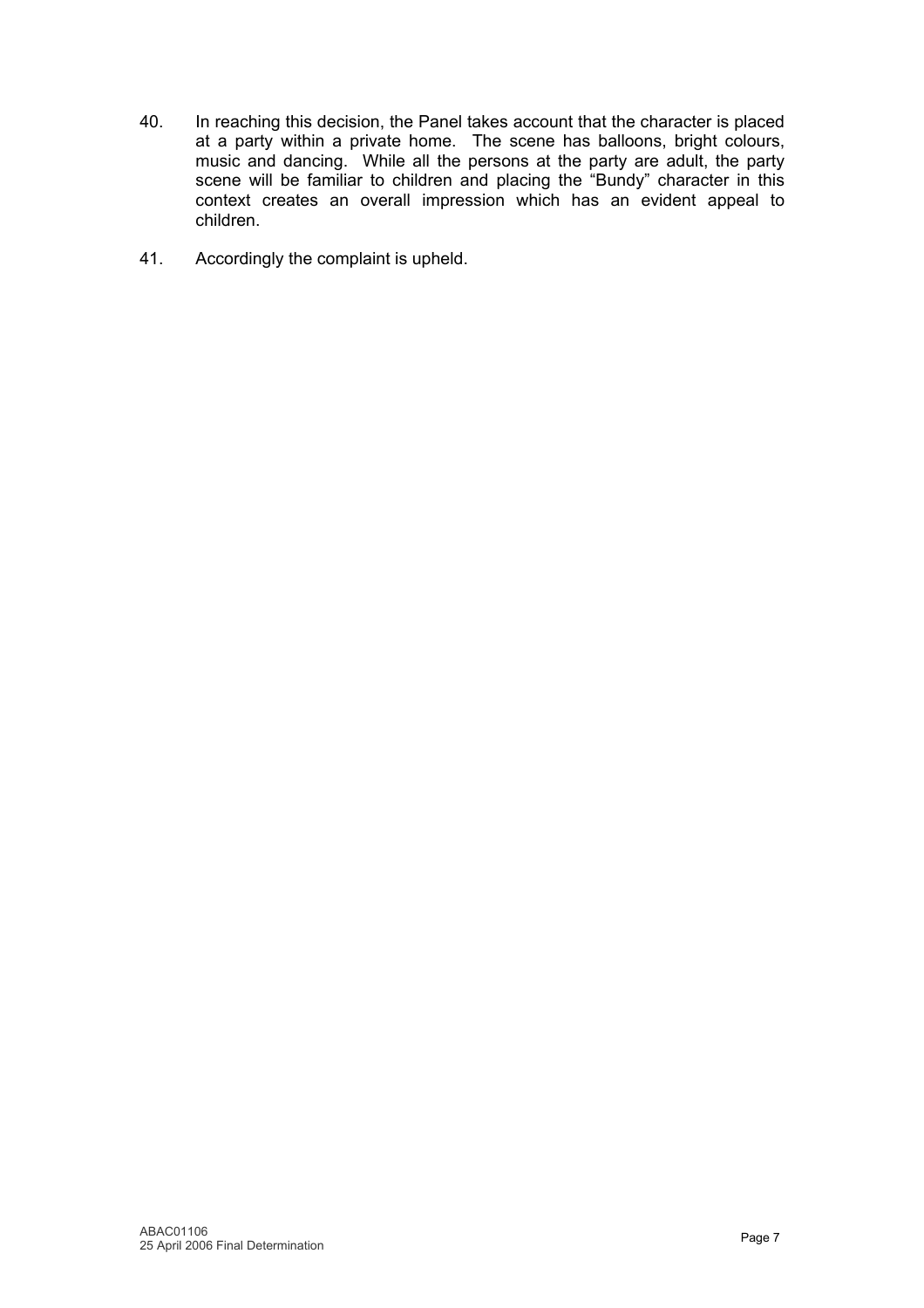40. In reaching this decision, the Panel takes account that the character is placed at a party within a private home. The scene has balloons, bright colours, music and dancing. While all the persons at the party are adult, the party scene will be familiar to children and placing the "Bundy" character in this context creates an overall impression which has an evident appeal to children.

41. Accordingly the complaint is upheld.